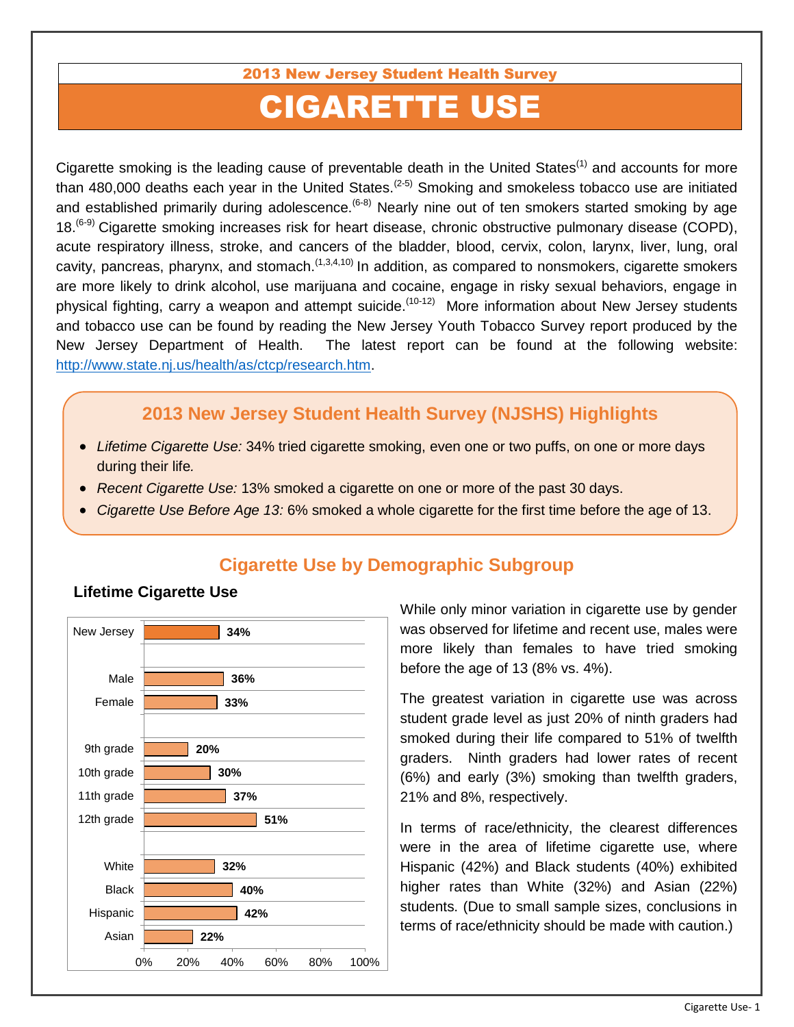2013 New Jersey Student Health Survey

# CIGARETTE USE

Cigarette smoking is the leading cause of preventable death in the United States[1] and accounts for more than 480,000 deaths each year in the United States.[2-5] Smoking and smokeless tobacco use are initiated and established primarily during adolescence.[6-8] Nearly nine out of ten smokers started smoking by age 18.[6-9] Cigarette smoking increases risk for heart disease, chronic obstructive pulmonary disease (COPD), acute respiratory illness, stroke, and cancers of the bladder, blood, cervix, colon, larynx, liver, lung, oral cavity, pancreas, pharynx, and stomach.[1,3,4,10] In addition, as compared to nonsmokers, cigarette smokers are more likely to drink alcohol, use marijuana and cocaine, engage in risky sexual behaviors, engage in physical fighting, carry a weapon and attempt suicide.[10-12] More information about New Jersey students and tobacco use can be found by reading the New Jersey Youth Tobacco Survey report produced by the New Jersey Department of Health. The latest report can be found at the following website: http://www.state.nj.us/health/as/ctcp/research.htm.

## 2013 New Jersey Student Health Survey (NJSHS) Highlights

- *Lifetime Cigarette Use:* 34% tried cigarette smoking, even one or two puffs, on one or more days during their life.
- *Recent Cigarette Use:* 13% smoked a cigarette on one or more of the past 30 days.
- *Cigarette Use Before Age 13:* 6% smoked a whole cigarette for the first time before the age of 13.

## Cigarette Use by Demographic Subgroup

### Lifetime Cigarette Use

| Group | Lifetime Cigarette Use |
|---|---|
| New Jersey | 34% |
| Male | 36% |
| Female | 33% |
| 9th grade | 20% |
| 10th grade | 30% |
| 11th grade | 37% |
| 12th grade | 51% |
| White | 32% |
| Black | 40% |
| Hispanic | 42% |
| Asian | 22% |

While only minor variation in cigarette use by gender was observed for lifetime and recent use, males were more likely than females to have tried smoking before the age of 13 (8% vs. 4%).

The greatest variation in cigarette use was across student grade level as just 20% of ninth graders had smoked during their life compared to 51% of twelfth graders. Ninth graders had lower rates of recent (6%) and early (3%) smoking than twelfth graders, 21% and 8%, respectively.

In terms of race/ethnicity, the clearest differences were in the area of lifetime cigarette use, where Hispanic (42%) and Black students (40%) exhibited higher rates than White (32%) and Asian (22%) students. (Due to small sample sizes, conclusions in terms of race/ethnicity should be made with caution.)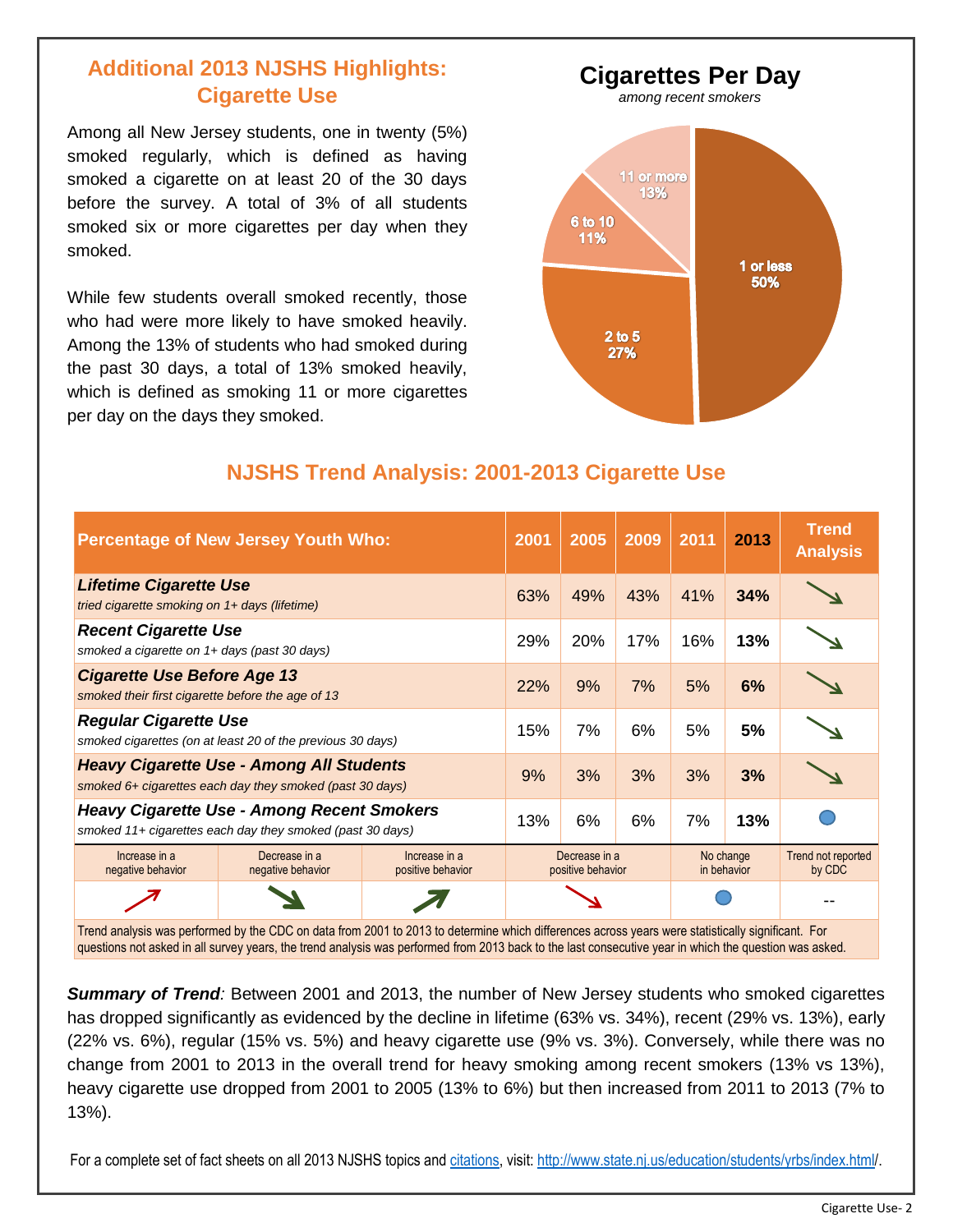## Additional 2013 NJSHS Highlights: Cigarette Use

Among all New Jersey students, one in twenty (5%) smoked regularly, which is defined as having smoked a cigarette on at least 20 of the 30 days before the survey. A total of 3% of all students smoked six or more cigarettes per day when they smoked.

While few students overall smoked recently, those who had were more likely to have smoked heavily. Among the 13% of students who had smoked during the past 30 days, a total of 13% smoked heavily, which is defined as smoking 11 or more cigarettes per day on the days they smoked.

**Cigarettes Per Day**

*among recent smokers*

1 or less 50%

2 to 5 27%

6 to 10 11%

11 or more 13%

## NJSHS Trend Analysis: 2001-2013 Cigarette Use

| Percentage of New Jersey Youth Who: | 2001 | 2005 | 2009 | 2011 | 2013 | Trend Analysis |
|---|---|---|---|---|---|---|
| ***Lifetime Cigarette Use*** *tried cigarette smoking on 1+ days (lifetime)* | 63% | 49% | 43% | 41% | **34%** | ↘ |
| ***Recent Cigarette Use*** *smoked a cigarette on 1+ days (past 30 days)* | 29% | 20% | 17% | 16% | **13%** | ↘ |
| ***Cigarette Use Before Age 13*** *smoked their first cigarette before the age of 13* | 22% | 9% | 7% | 5% | **6%** | ↘ |
| ***Regular Cigarette Use*** *smoked cigarettes (on at least 20 of the previous 30 days)* | 15% | 7% | 6% | 5% | **5%** | ↘ |
| ***Heavy Cigarette Use - Among All Students*** *smoked 6+ cigarettes each day they smoked (past 30 days)* | 9% | 3% | 3% | 3% | **3%** | ↘ |
| ***Heavy Cigarette Use - Among Recent Smokers*** *smoked 11+ cigarettes each day they smoked (past 30 days)* | 13% | 6% | 6% | 7% | **13%** | ● |

| Increase in a negative behavior | Decrease in a negative behavior | Increase in a positive behavior | Decrease in a positive behavior | No change in behavior | Trend not reported by CDC |
|---|---|---|---|---|---|
| ↗ | ↘ | ↗ | ↘ | ● | -- |

Trend analysis was performed by the CDC on data from 2001 to 2013 to determine which differences across years were statistically significant. For questions not asked in all survey years, the trend analysis was performed from 2013 back to the last consecutive year in which the question was asked.

***Summary of Trend**:* Between 2001 and 2013, the number of New Jersey students who smoked cigarettes has dropped significantly as evidenced by the decline in lifetime (63% vs. 34%), recent (29% vs. 13%), early (22% vs. 6%), regular (15% vs. 5%) and heavy cigarette use (9% vs. 3%). Conversely, while there was no change from 2001 to 2013 in the overall trend for heavy smoking among recent smokers (13% vs 13%), heavy cigarette use dropped from 2001 to 2005 (13% to 6%) but then increased from 2011 to 2013 (7% to 13%).

For a complete set of fact sheets on all 2013 NJSHS topics and citations, visit: http://www.state.nj.us/education/students/yrbs/index.html/.